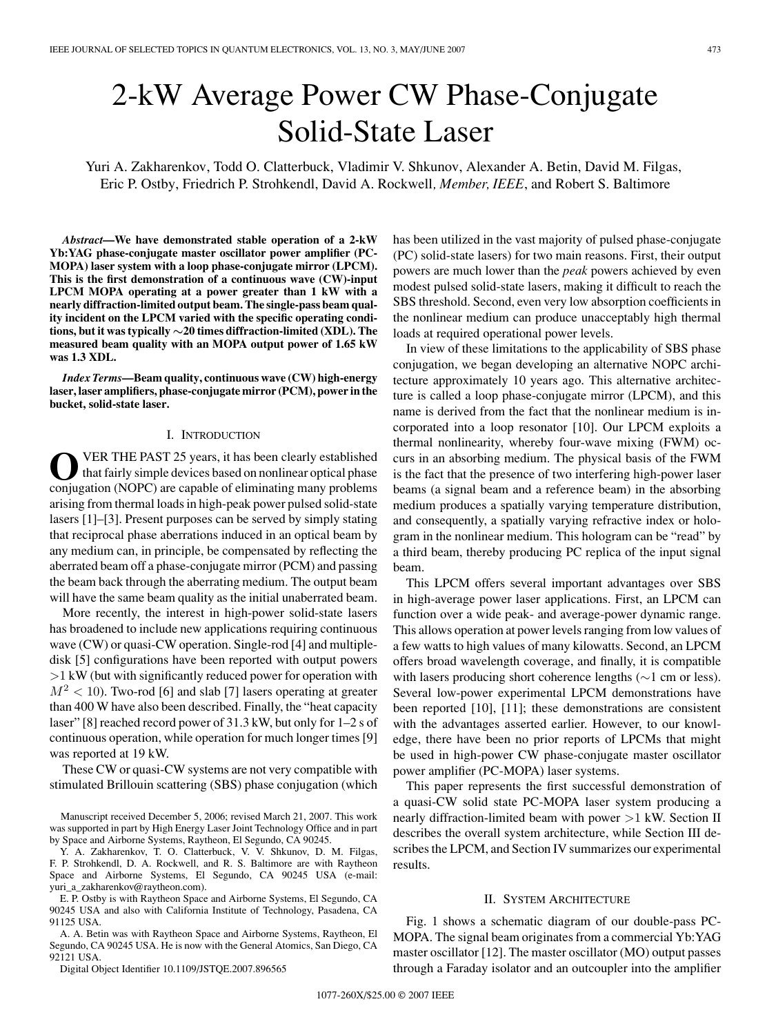# 2-kW Average Power CW Phase-Conjugate Solid-State Laser

Yuri A. Zakharenkov, Todd O. Clatterbuck, Vladimir V. Shkunov, Alexander A. Betin, David M. Filgas, Eric P. Ostby, Friedrich P. Strohkendl, David A. Rockwell, *Member, IEEE*, and Robert S. Baltimore

***Abstract*—We have demonstrated stable operation of a 2-kW Yb:YAG phase-conjugate master oscillator power amplifier (PC-MOPA) laser system with a loop phase-conjugate mirror (LPCM). This is the first demonstration of a continuous wave (CW)-input LPCM MOPA operating at a power greater than 1 kW with a nearly diffraction-limited output beam. The single-pass beam quality incident on the LPCM varied with the specific operating conditions, but it was typically ~20 times diffraction-limited (XDL). The measured beam quality with an MOPA output power of 1.65 kW was 1.3 XDL.**

***Index Terms*—Beam quality, continuous wave (CW) high-energy laser, laser amplifiers, phase-conjugate mirror (PCM), power in the bucket, solid-state laser.**

## I. Introduction

Over the past 25 years, it has been clearly established that fairly simple devices based on nonlinear optical phase conjugation (NOPC) are capable of eliminating many problems arising from thermal loads in high-peak power pulsed solid-state lasers [1]–[3]. Present purposes can be served by simply stating that reciprocal phase aberrations induced in an optical beam by any medium can, in principle, be compensated by reflecting the aberrated beam off a phase-conjugate mirror (PCM) and passing the beam back through the aberrating medium. The output beam will have the same beam quality as the initial unaberrated beam.

More recently, the interest in high-power solid-state lasers has broadened to include new applications requiring continuous wave (CW) or quasi-CW operation. Single-rod [4] and multiple-disk [5] configurations have been reported with output powers >1 kW (but with significantly reduced power for operation with $M^2 < 10$). Two-rod [6] and slab [7] lasers operating at greater than 400 W have also been described. Finally, the "heat capacity laser" [8] reached record power of 31.3 kW, but only for 1–2 s of continuous operation, while operation for much longer times [9] was reported at 19 kW.

These CW or quasi-CW systems are not very compatible with stimulated Brillouin scattering (SBS) phase conjugation (which has been utilized in the vast majority of pulsed phase-conjugate (PC) solid-state lasers) for two main reasons. First, their output powers are much lower than the *peak* powers achieved by even modest pulsed solid-state lasers, making it difficult to reach the SBS threshold. Second, even very low absorption coefficients in the nonlinear medium can produce unacceptably high thermal loads at required operational power levels.

In view of these limitations to the applicability of SBS phase conjugation, we began developing an alternative NOPC architecture approximately 10 years ago. This alternative architecture is called a loop phase-conjugate mirror (LPCM), and this name is derived from the fact that the nonlinear medium is incorporated into a loop resonator [10]. Our LPCM exploits a thermal nonlinearity, whereby four-wave mixing (FWM) occurs in an absorbing medium. The physical basis of the FWM is the fact that the presence of two interfering high-power laser beams (a signal beam and a reference beam) in the absorbing medium produces a spatially varying temperature distribution, and consequently, a spatially varying refractive index or hologram in the nonlinear medium. This hologram can be "read" by a third beam, thereby producing PC replica of the input signal beam.

This LPCM offers several important advantages over SBS in high-average power laser applications. First, an LPCM can function over a wide peak- and average-power dynamic range. This allows operation at power levels ranging from low values of a few watts to high values of many kilowatts. Second, an LPCM offers broad wavelength coverage, and finally, it is compatible with lasers producing short coherence lengths (~1 cm or less). Several low-power experimental LPCM demonstrations have been reported [10], [11]; these demonstrations are consistent with the advantages asserted earlier. However, to our knowledge, there have been no prior reports of LPCMs that might be used in high-power CW phase-conjugate master oscillator power amplifier (PC-MOPA) laser systems.

This paper represents the first successful demonstration of a quasi-CW solid state PC-MOPA laser system producing a nearly diffraction-limited beam with power >1 kW. Section II describes the overall system architecture, while Section III describes the LPCM, and Section IV summarizes our experimental results.

## II. System Architecture

Fig. 1 shows a schematic diagram of our double-pass PC-MOPA. The signal beam originates from a commercial Yb:YAG master oscillator [12]. The master oscillator (MO) output passes through a Faraday isolator and an outcoupler into the amplifier

Manuscript received December 5, 2006; revised March 21, 2007. This work was supported in part by High Energy Laser Joint Technology Office and in part by Space and Airborne Systems, Raytheon, El Segundo, CA 90245.

Y. A. Zakharenkov, T. O. Clatterbuck, V. V. Shkunov, D. M. Filgas, F. P. Strohkendl, D. A. Rockwell, and R. S. Baltimore are with Raytheon Space and Airborne Systems, El Segundo, CA 90245 USA (e-mail: yuri_a_zakharenkov@raytheon.com).

E. P. Ostby is with Raytheon Space and Airborne Systems, El Segundo, CA 90245 USA and also with California Institute of Technology, Pasadena, CA 91125 USA.

A. A. Betin was with Raytheon Space and Airborne Systems, Raytheon, El Segundo, CA 90245 USA. He is now with the General Atomics, San Diego, CA 92121 USA.

Digital Object Identifier 10.1109/JSTQE.2007.896565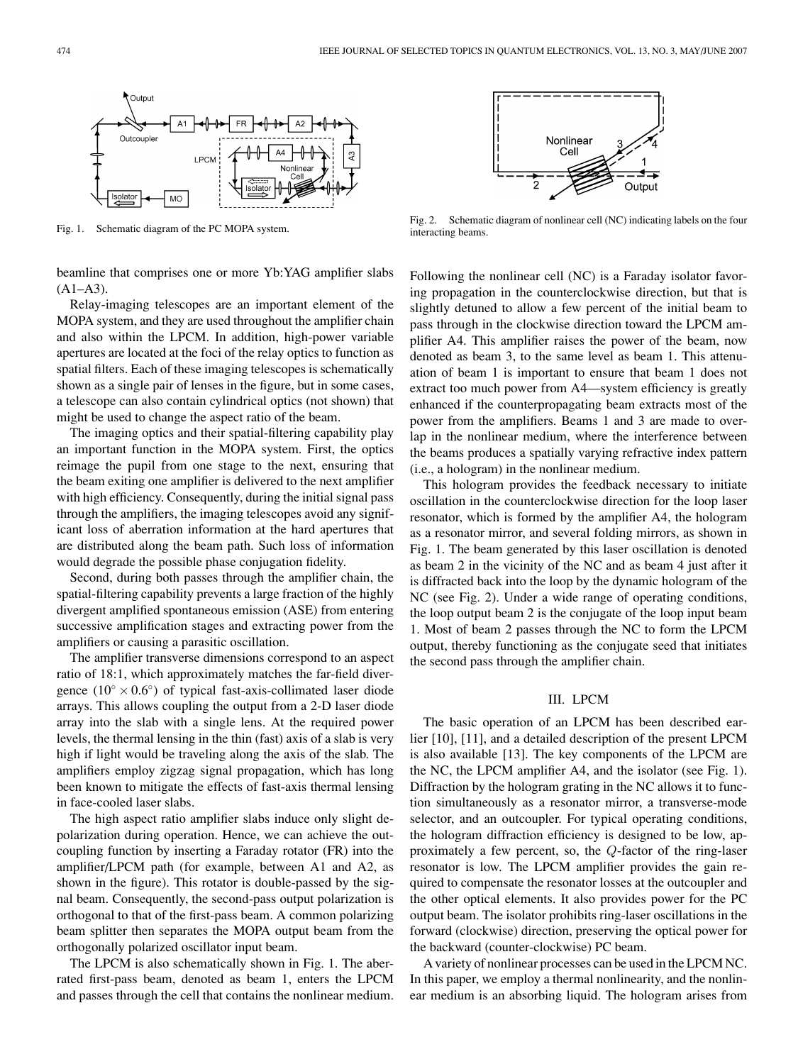Output

Outcoupler

A1

FR

A2

A3

LPCM

A4

Nonlinear Cell

Isolator

Isolator

MO

Fig. 1. Schematic diagram of the PC MOPA system.

Nonlinear Cell

3

4

1

2

Output

Fig. 2. Schematic diagram of nonlinear cell (NC) indicating labels on the four interacting beams.

beamline that comprises one or more Yb:YAG amplifier slabs (A1–A3).

Relay-imaging telescopes are an important element of the MOPA system, and they are used throughout the amplifier chain and also within the LPCM. In addition, high-power variable apertures are located at the foci of the relay optics to function as spatial filters. Each of these imaging telescopes is schematically shown as a single pair of lenses in the figure, but in some cases, a telescope can also contain cylindrical optics (not shown) that might be used to change the aspect ratio of the beam.

The imaging optics and their spatial-filtering capability play an important function in the MOPA system. First, the optics reimage the pupil from one stage to the next, ensuring that the beam exiting one amplifier is delivered to the next amplifier with high efficiency. Consequently, during the initial signal pass through the amplifiers, the imaging telescopes avoid any significant loss of aberration information at the hard apertures that are distributed along the beam path. Such loss of information would degrade the possible phase conjugation fidelity.

Second, during both passes through the amplifier chain, the spatial-filtering capability prevents a large fraction of the highly divergent amplified spontaneous emission (ASE) from entering successive amplification stages and extracting power from the amplifiers or causing a parasitic oscillation.

The amplifier transverse dimensions correspond to an aspect ratio of 18:1, which approximately matches the far-field divergence ($10^\circ \times 0.6^\circ$) of typical fast-axis-collimated laser diode arrays. This allows coupling the output from a 2-D laser diode array into the slab with a single lens. At the required power levels, the thermal lensing in the thin (fast) axis of a slab is very high if light would be traveling along the axis of the slab. The amplifiers employ zigzag signal propagation, which has long been known to mitigate the effects of fast-axis thermal lensing in face-cooled laser slabs.

The high aspect ratio amplifier slabs induce only slight depolarization during operation. Hence, we can achieve the outcoupling function by inserting a Faraday rotator (FR) into the amplifier/LPCM path (for example, between A1 and A2, as shown in the figure). This rotator is double-passed by the signal beam. Consequently, the second-pass output polarization is orthogonal to that of the first-pass beam. A common polarizing beam splitter then separates the MOPA output beam from the orthogonally polarized oscillator input beam.

The LPCM is also schematically shown in Fig. 1. The aberrated first-pass beam, denoted as beam 1, enters the LPCM and passes through the cell that contains the nonlinear medium. Following the nonlinear cell (NC) is a Faraday isolator favoring propagation in the counterclockwise direction, but that is slightly detuned to allow a few percent of the initial beam to pass through in the clockwise direction toward the LPCM amplifier A4. This amplifier raises the power of the beam, now denoted as beam 3, to the same level as beam 1. This attenuation of beam 1 is important to ensure that beam 1 does not extract too much power from A4—system efficiency is greatly enhanced if the counterpropagating beam extracts most of the power from the amplifiers. Beams 1 and 3 are made to overlap in the nonlinear medium, where the interference between the beams produces a spatially varying refractive index pattern (i.e., a hologram) in the nonlinear medium.

This hologram provides the feedback necessary to initiate oscillation in the counterclockwise direction for the loop laser resonator, which is formed by the amplifier A4, the hologram as a resonator mirror, and several folding mirrors, as shown in Fig. 1. The beam generated by this laser oscillation is denoted as beam 2 in the vicinity of the NC and as beam 4 just after it is diffracted back into the loop by the dynamic hologram of the NC (see Fig. 2). Under a wide range of operating conditions, the loop output beam 2 is the conjugate of the loop input beam 1. Most of beam 2 passes through the NC to form the LPCM output, thereby functioning as the conjugate seed that initiates the second pass through the amplifier chain.

## III. LPCM

The basic operation of an LPCM has been described earlier [10], [11], and a detailed description of the present LPCM is also available [13]. The key components of the LPCM are the NC, the LPCM amplifier A4, and the isolator (see Fig. 1). Diffraction by the hologram grating in the NC allows it to function simultaneously as a resonator mirror, a transverse-mode selector, and an outcoupler. For typical operating conditions, the hologram diffraction efficiency is designed to be low, approximately a few percent, so, the $Q$-factor of the ring-laser resonator is low. The LPCM amplifier provides the gain required to compensate the resonator losses at the outcoupler and the other optical elements. It also provides power for the PC output beam. The isolator prohibits ring-laser oscillations in the forward (clockwise) direction, preserving the optical power for the backward (counter-clockwise) PC beam.

A variety of nonlinear processes can be used in the LPCM NC. In this paper, we employ a thermal nonlinearity, and the nonlinear medium is an absorbing liquid. The hologram arises from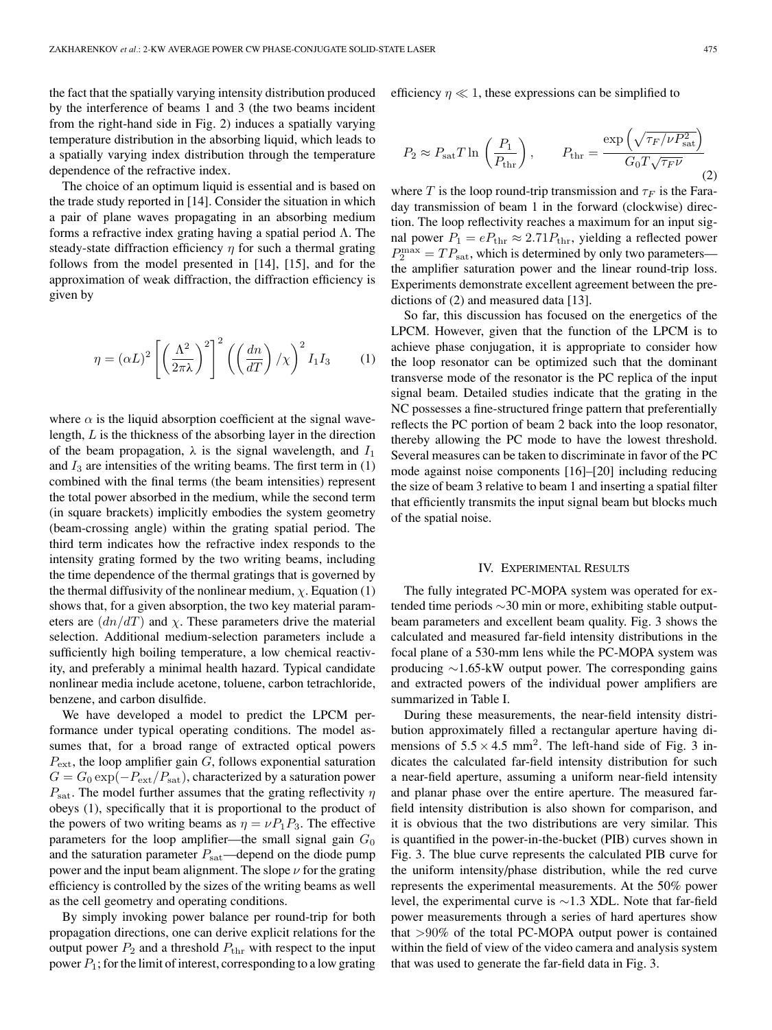the fact that the spatially varying intensity distribution produced by the interference of beams 1 and 3 (the two beams incident from the right-hand side in Fig. 2) induces a spatially varying temperature distribution in the absorbing liquid, which leads to a spatially varying index distribution through the temperature dependence of the refractive index.

The choice of an optimum liquid is essential and is based on the trade study reported in [14]. Consider the situation in which a pair of plane waves propagating in an absorbing medium forms a refractive index grating having a spatial period $\Lambda$. The steady-state diffraction efficiency $\eta$ for such a thermal grating follows from the model presented in [14], [15], and for the approximation of weak diffraction, the diffraction efficiency is given by

$$\eta = (\alpha L)^2 \left[\left(\frac{\Lambda^2}{2\pi\lambda}\right)^2\right]^2 \left(\left(\frac{dn}{dT}\right)/\chi\right)^2 I_1 I_3 \qquad (1)$$

where $\alpha$ is the liquid absorption coefficient at the signal wavelength, $L$ is the thickness of the absorbing layer in the direction of the beam propagation, $\lambda$ is the signal wavelength, and $I_1$ and $I_3$ are intensities of the writing beams. The first term in (1) combined with the final terms (the beam intensities) represent the total power absorbed in the medium, while the second term (in square brackets) implicitly embodies the system geometry (beam-crossing angle) within the grating spatial period. The third term indicates how the refractive index responds to the intensity grating formed by the two writing beams, including the time dependence of the thermal gratings that is governed by the thermal diffusivity of the nonlinear medium, $\chi$. Equation (1) shows that, for a given absorption, the two key material parameters are $(dn/dT)$ and $\chi$. These parameters drive the material selection. Additional medium-selection parameters include a sufficiently high boiling temperature, a low chemical reactivity, and preferably a minimal health hazard. Typical candidate nonlinear media include acetone, toluene, carbon tetrachloride, benzene, and carbon disulfide.

We have developed a model to predict the LPCM performance under typical operating conditions. The model assumes that, for a broad range of extracted optical powers $P_{\text{ext}}$, the loop amplifier gain $G$, follows exponential saturation $G = G_0 \exp(-P_{\text{ext}}/P_{\text{sat}})$, characterized by a saturation power $P_{\text{sat}}$. The model further assumes that the grating reflectivity $\eta$ obeys (1), specifically that it is proportional to the product of the powers of two writing beams as $\eta = \nu P_1 P_3$. The effective parameters for the loop amplifier—the small signal gain $G_0$ and the saturation parameter $P_{\text{sat}}$—depend on the diode pump power and the input beam alignment. The slope $\nu$ for the grating efficiency is controlled by the sizes of the writing beams as well as the cell geometry and operating conditions.

By simply invoking power balance per round-trip for both propagation directions, one can derive explicit relations for the output power $P_2$ and a threshold $P_{\text{thr}}$ with respect to the input power $P_1$; for the limit of interest, corresponding to a low grating efficiency $\eta \ll 1$, these expressions can be simplified to

$$P_2 \approx P_{\text{sat}} T \ln\left(\frac{P_1}{P_{\text{thr}}}\right), \qquad P_{\text{thr}} = \frac{\exp\left(\sqrt{\tau_F/\nu P_{\text{sat}}^2}\right)}{G_0 T \sqrt{\tau_F \nu}} \qquad (2)$$

where $T$ is the loop round-trip transmission and $\tau_F$ is the Faraday transmission of beam 1 in the forward (clockwise) direction. The loop reflectivity reaches a maximum for an input signal power $P_1 = eP_{\text{thr}} \approx 2.71 P_{\text{thr}}$, yielding a reflected power $P_2^{\max} = TP_{\text{sat}}$, which is determined by only two parameters—the amplifier saturation power and the linear round-trip loss. Experiments demonstrate excellent agreement between the predictions of (2) and measured data [13].

So far, this discussion has focused on the energetics of the LPCM. However, given that the function of the LPCM is to achieve phase conjugation, it is appropriate to consider how the loop resonator can be optimized such that the dominant transverse mode of the resonator is the PC replica of the input signal beam. Detailed studies indicate that the grating in the NC possesses a fine-structured fringe pattern that preferentially reflects the PC portion of beam 2 back into the loop resonator, thereby allowing the PC mode to have the lowest threshold. Several measures can be taken to discriminate in favor of the PC mode against noise components [16]–[20] including reducing the size of beam 3 relative to beam 1 and inserting a spatial filter that efficiently transmits the input signal beam but blocks much of the spatial noise.

## IV. Experimental Results

The fully integrated PC-MOPA system was operated for extended time periods ~30 min or more, exhibiting stable output-beam parameters and excellent beam quality. Fig. 3 shows the calculated and measured far-field intensity distributions in the focal plane of a 530-mm lens while the PC-MOPA system was producing ~1.65-kW output power. The corresponding gains and extracted powers of the individual power amplifiers are summarized in Table I.

During these measurements, the near-field intensity distribution approximately filled a rectangular aperture having dimensions of $5.5 \times 4.5$ mm$^2$. The left-hand side of Fig. 3 indicates the calculated far-field intensity distribution for such a near-field aperture, assuming a uniform near-field intensity and planar phase over the entire aperture. The measured far-field intensity distribution is also shown for comparison, and it is obvious that the two distributions are very similar. This is quantified in the power-in-the-bucket (PIB) curves shown in Fig. 3. The blue curve represents the calculated PIB curve for the uniform intensity/phase distribution, while the red curve represents the experimental measurements. At the 50% power level, the experimental curve is ~1.3 XDL. Note that far-field power measurements through a series of hard apertures show that >90% of the total PC-MOPA output power is contained within the field of view of the video camera and analysis system that was used to generate the far-field data in Fig. 3.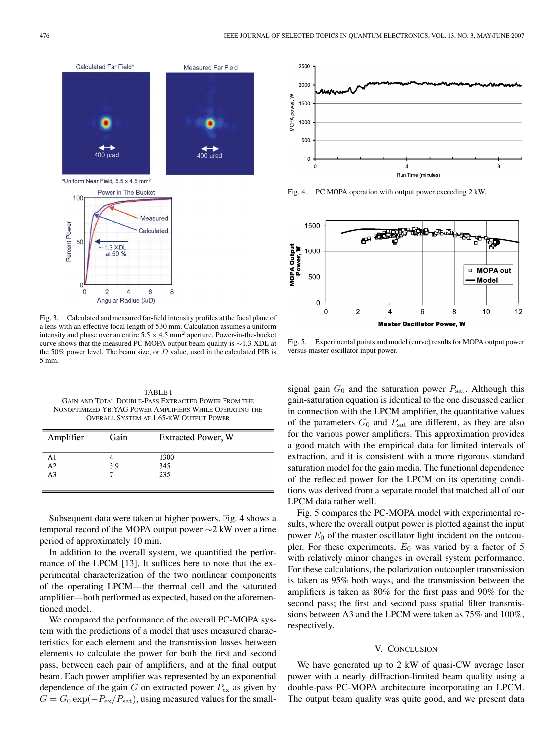Fig. 3. Calculated and measured far-field intensity profiles at the focal plane of a lens with an effective focal length of 530 mm. Calculation assumes a uniform intensity and phase over an entire $5.5 \times 4.5$ mm$^2$ aperture. Power-in-the-bucket curve shows that the measured PC MOPA output beam quality is ~1.3 XDL at the 50% power level. The beam size, or $D$ value, used in the calculated PIB is 5 mm.

Fig. 4. PC MOPA operation with output power exceeding 2 kW.

Fig. 5. Experimental points and model (curve) results for MOPA output power versus master oscillator input power.

TABLE I
GAIN AND TOTAL DOUBLE-PASS EXTRACTED POWER FROM THE NONOPTIMIZED YB:YAG POWER AMPLIFIERS WHILE OPERATING THE OVERALL SYSTEM AT 1.65-KW OUTPUT POWER

| Amplifier | Gain | Extracted Power, W |
|---|---|---|
| A1 | 4 | 1300 |
| A2 | 3.9 | 345 |
| A3 | 7 | 235 |

Subsequent data were taken at higher powers. Fig. 4 shows a temporal record of the MOPA output power ~2 kW over a time period of approximately 10 min.

In addition to the overall system, we quantified the performance of the LPCM [13]. It suffices here to note that the experimental characterization of the two nonlinear components of the operating LPCM—the thermal cell and the saturated amplifier—both performed as expected, based on the aforementioned model.

We compared the performance of the overall PC-MOPA system with the predictions of a model that uses measured characteristics for each element and the transmission losses between elements to calculate the power for both the first and second pass, between each pair of amplifiers, and at the final output beam. Each power amplifier was represented by an exponential dependence of the gain $G$ on extracted power $P_{\rm ex}$ as given by $G = G_0 \exp(-P_{\rm ex}/P_{\rm sat})$, using measured values for the small-signal gain $G_0$ and the saturation power $P_{\rm sat}$. Although this gain-saturation equation is identical to the one discussed earlier in connection with the LPCM amplifier, the quantitative values of the parameters $G_0$ and $P_{\rm sat}$ are different, as they are also for the various power amplifiers. This approximation provides a good match with the empirical data for limited intervals of extraction, and it is consistent with a more rigorous standard saturation model for the gain media. The functional dependence of the reflected power for the LPCM on its operating conditions was derived from a separate model that matched all of our LPCM data rather well.

Fig. 5 compares the PC-MOPA model with experimental results, where the overall output power is plotted against the input power $E_0$ of the master oscillator light incident on the outcoupler. For these experiments, $E_0$ was varied by a factor of 5 with relatively minor changes in overall system performance. For these calculations, the polarization outcoupler transmission is taken as 95% both ways, and the transmission between the amplifiers is taken as 80% for the first pass and 90% for the second pass; the first and second pass spatial filter transmissions between A3 and the LPCM were taken as 75% and 100%, respectively.

## V. CONCLUSION

We have generated up to 2 kW of quasi-CW average laser power with a nearly diffraction-limited beam quality using a double-pass PC-MOPA architecture incorporating an LPCM. The output beam quality was quite good, and we present data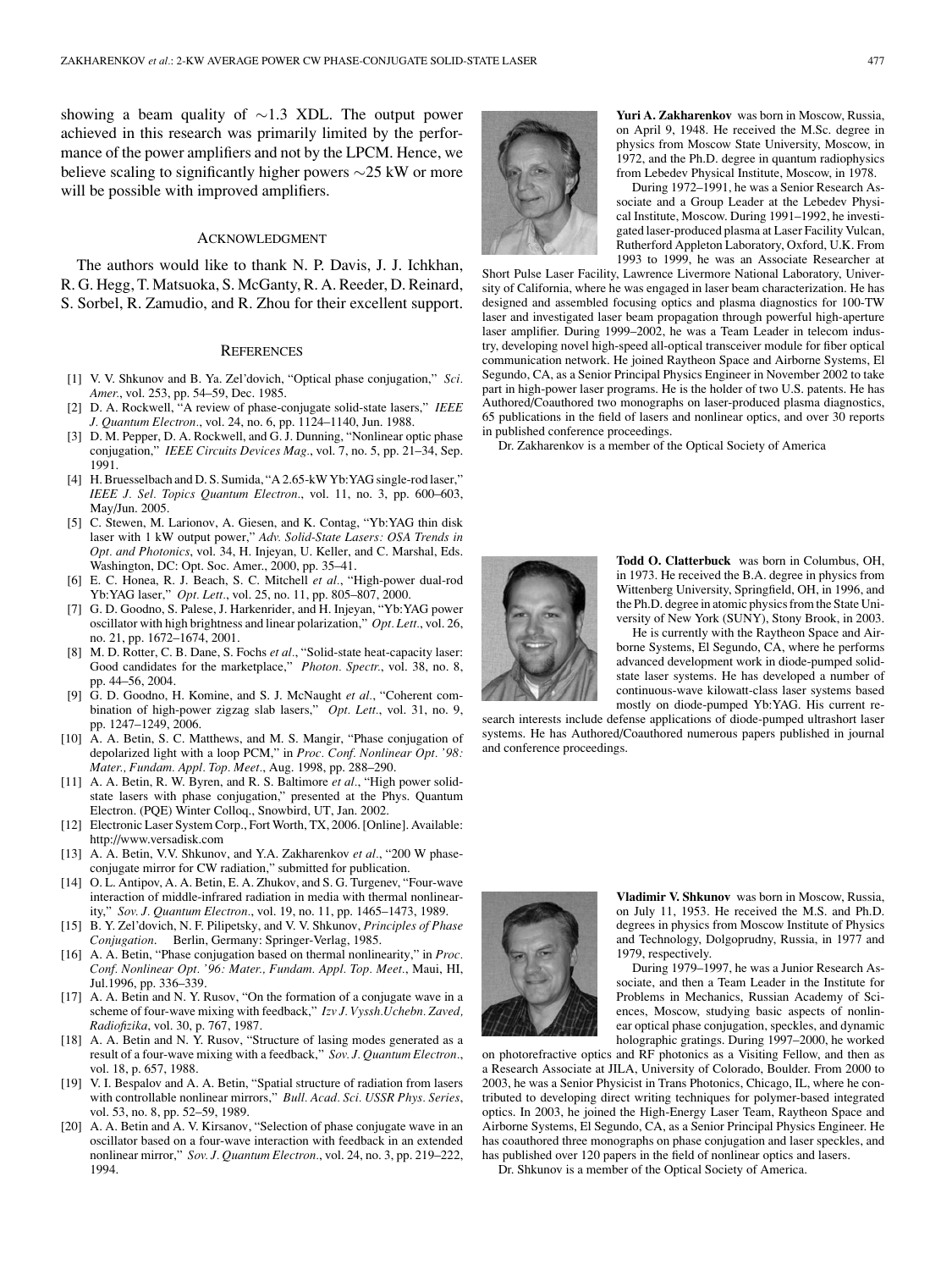showing a beam quality of ~1.3 XDL. The output power achieved in this research was primarily limited by the performance of the power amplifiers and not by the LPCM. Hence, we believe scaling to significantly higher powers ~25 kW or more will be possible with improved amplifiers.

## Acknowledgment

The authors would like to thank N. P. Davis, J. J. Ichkhan, R. G. Hegg, T. Matsuoka, S. McGanty, R. A. Reeder, D. Reinard, S. Sorbel, R. Zamudio, and R. Zhou for their excellent support.

## References

[1] V. V. Shkunov and B. Ya. Zel'dovich, "Optical phase conjugation," *Sci. Amer.*, vol. 253, pp. 54–59, Dec. 1985.

[2] D. A. Rockwell, "A review of phase-conjugate solid-state lasers," *IEEE J. Quantum Electron.*, vol. 24, no. 6, pp. 1124–1140, Jun. 1988.

[3] D. M. Pepper, D. A. Rockwell, and G. J. Dunning, "Nonlinear optic phase conjugation," *IEEE Circuits Devices Mag.*, vol. 7, no. 5, pp. 21–34, Sep. 1991.

[4] H. Bruesselbach and D. S. Sumida, "A 2.65-kW Yb:YAG single-rod laser," *IEEE J. Sel. Topics Quantum Electron.*, vol. 11, no. 3, pp. 600–603, May/Jun. 2005.

[5] C. Stewen, M. Larionov, A. Giesen, and K. Contag, "Yb:YAG thin disk laser with 1 kW output power," *Adv. Solid-State Lasers: OSA Trends in Opt. and Photonics*, vol. 34, H. Injeyan, U. Keller, and C. Marshal, Eds. Washington, DC: Opt. Soc. Amer., 2000, pp. 35–41.

[6] E. C. Honea, R. J. Beach, S. C. Mitchell *et al.*, "High-power dual-rod Yb:YAG laser," *Opt. Lett.*, vol. 25, no. 11, pp. 805–807, 2000.

[7] G. D. Goodno, S. Palese, J. Harkenrider, and H. Injeyan, "Yb:YAG power oscillator with high brightness and linear polarization," *Opt. Lett.*, vol. 26, no. 21, pp. 1672–1674, 2001.

[8] M. D. Rotter, C. B. Dane, S. Fochs *et al.*, "Solid-state heat-capacity laser: Good candidates for the marketplace," *Photon. Spectr.*, vol. 38, no. 8, pp. 44–56, 2004.

[9] G. D. Goodno, H. Komine, and S. J. McNaught *et al.*, "Coherent combination of high-power zigzag slab lasers," *Opt. Lett.*, vol. 31, no. 9, pp. 1247–1249, 2006.

[10] A. A. Betin, S. C. Matthews, and M. S. Mangir, "Phase conjugation of depolarized light with a loop PCM," in *Proc. Conf. Nonlinear Opt. '98: Mater., Fundam. Appl. Top. Meet.*, Aug. 1998, pp. 288–290.

[11] A. A. Betin, R. W. Byren, and R. S. Baltimore *et al.*, "High power solid-state lasers with phase conjugation," presented at the Phys. Quantum Electron. (PQE) Winter Colloq., Snowbird, UT, Jan. 2002.

[12] Electronic Laser System Corp., Fort Worth, TX, 2006. [Online]. Available: http://www.versadisk.com

[13] A. A. Betin, V.V. Shkunov, and Y.A. Zakharenkov *et al.*, "200 W phase-conjugate mirror for CW radiation," submitted for publication.

[14] O. L. Antipov, A. A. Betin, E. A. Zhukov, and S. G. Turgenev, "Four-wave interaction of middle-infrared radiation in media with thermal nonlinearity," *Sov. J. Quantum Electron.*, vol. 19, no. 11, pp. 1465–1473, 1989.

[15] B. Y. Zel'dovich, N. F. Pilipetsky, and V. V. Shkunov, *Principles of Phase Conjugation*. Berlin, Germany: Springer-Verlag, 1985.

[16] A. A. Betin, "Phase conjugation based on thermal nonlinearity," in *Proc. Conf. Nonlinear Opt. '96: Mater., Fundam. Appl. Top. Meet.*, Maui, HI, Jul.1996, pp. 336–339.

[17] A. A. Betin and N. Y. Rusov, "On the formation of a conjugate wave in a scheme of four-wave mixing with feedback," *Izv J. Vyssh.Uchebn. Zaved, Radiofizika*, vol. 30, p. 767, 1987.

[18] A. A. Betin and N. Y. Rusov, "Structure of lasing modes generated as a result of a four-wave mixing with a feedback," *Sov. J. Quantum Electron.*, vol. 18, p. 657, 1988.

[19] V. I. Bespalov and A. A. Betin, "Spatial structure of radiation from lasers with controllable nonlinear mirrors," *Bull. Acad. Sci. USSR Phys. Series*, vol. 53, no. 8, pp. 52–59, 1989.

[20] A. A. Betin and A. V. Kirsanov, "Selection of phase conjugate wave in an oscillator based on a four-wave interaction with feedback in an extended nonlinear mirror," *Sov. J. Quantum Electron.*, vol. 24, no. 3, pp. 219–222, 1994.

**Yuri A. Zakharenkov** was born in Moscow, Russia, on April 9, 1948. He received the M.Sc. degree in physics from Moscow State University, Moscow, in 1972, and the Ph.D. degree in quantum radiophysics from Lebedev Physical Institute, Moscow, in 1978.

During 1972–1991, he was a Senior Research Associate and a Group Leader at the Lebedev Physical Institute, Moscow. During 1991–1992, he investigated laser-produced plasma at Laser Facility Vulcan, Rutherford Appleton Laboratory, Oxford, U.K. From 1993 to 1999, he was an Associate Researcher at Short Pulse Laser Facility, Lawrence Livermore National Laboratory, University of California, where he was engaged in laser beam characterization. He has designed and assembled focusing optics and plasma diagnostics for 100-TW laser and investigated laser beam propagation through powerful high-aperture laser amplifier. During 1999–2002, he was a Team Leader in telecom industry, developing novel high-speed all-optical transceiver module for fiber optical communication network. He joined Raytheon Space and Airborne Systems, El Segundo, CA, as a Senior Principal Physics Engineer in November 2002 to take part in high-power laser programs. He is the holder of two U.S. patents. He has Authored/Coauthored two monographs on laser-produced plasma diagnostics, 65 publications in the field of lasers and nonlinear optics, and over 30 reports in published conference proceedings.

Dr. Zakharenkov is a member of the Optical Society of America

**Todd O. Clatterbuck** was born in Columbus, OH, in 1973. He received the B.A. degree in physics from Wittenberg University, Springfield, OH, in 1996, and the Ph.D. degree in atomic physics from the State University of New York (SUNY), Stony Brook, in 2003.

He is currently with the Raytheon Space and Airborne Systems, El Segundo, CA, where he performs advanced development work in diode-pumped solid-state laser systems. He has developed a number of continuous-wave kilowatt-class laser systems based mostly on diode-pumped Yb:YAG. His current research interests include defense applications of diode-pumped ultrashort laser systems. He has Authored/Coauthored numerous papers published in journal and conference proceedings.

**Vladimir V. Shkunov** was born in Moscow, Russia, on July 11, 1953. He received the M.S. and Ph.D. degrees in physics from Moscow Institute of Physics and Technology, Dolgoprudny, Russia, in 1977 and 1979, respectively.

During 1979–1997, he was a Junior Research Associate, and then a Team Leader in the Institute for Problems in Mechanics, Russian Academy of Sciences, Moscow, studying basic aspects of nonlinear optical phase conjugation, speckles, and dynamic holographic gratings. During 1997–2000, he worked on photorefractive optics and RF photonics as a Visiting Fellow, and then as a Research Associate at JILA, University of Colorado, Boulder. From 2000 to 2003, he was a Senior Physicist in Trans Photonics, Chicago, IL, where he contributed to developing direct writing techniques for polymer-based integrated optics. In 2003, he joined the High-Energy Laser Team, Raytheon Space and Airborne Systems, El Segundo, CA, as a Senior Principal Physics Engineer. He has coauthored three monographs on phase conjugation and laser speckles, and has published over 120 papers in the field of nonlinear optics and lasers.

Dr. Shkunov is a member of the Optical Society of America.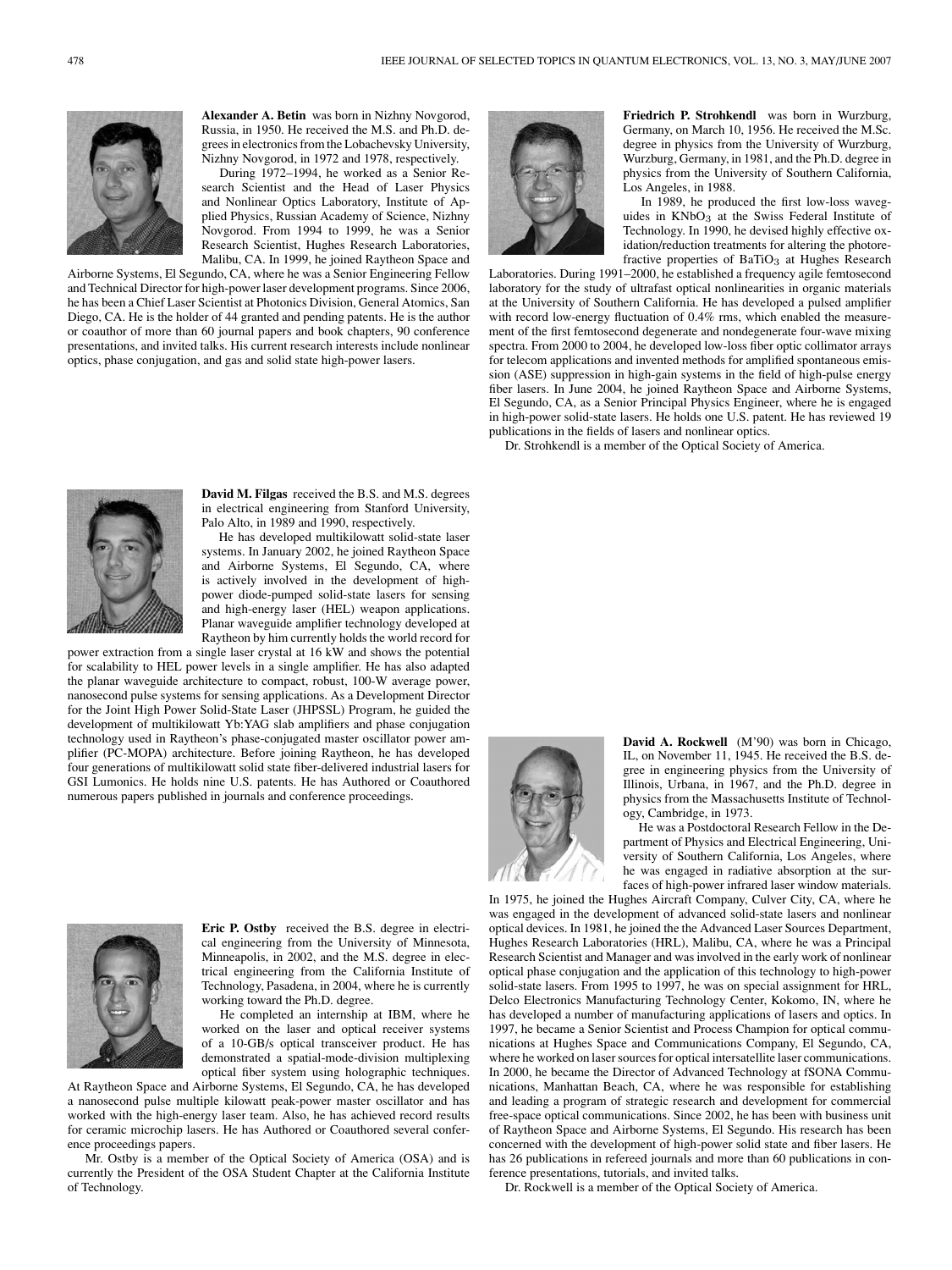**Alexander A. Betin** was born in Nizhny Novgorod, Russia, in 1950. He received the M.S. and Ph.D. degrees in electronics from the Lobachevsky University, Nizhny Novgorod, in 1972 and 1978, respectively.

During 1972–1994, he worked as a Senior Research Scientist and the Head of Laser Physics and Nonlinear Optics Laboratory, Institute of Applied Physics, Russian Academy of Science, Nizhny Novgorod. From 1994 to 1999, he was a Senior Research Scientist, Hughes Research Laboratories, Malibu, CA. In 1999, he joined Raytheon Space and Airborne Systems, El Segundo, CA, where he was a Senior Engineering Fellow and Technical Director for high-power laser development programs. Since 2006, he has been a Chief Laser Scientist at Photonics Division, General Atomics, San Diego, CA. He is the holder of 44 granted and pending patents. He is the author or coauthor of more than 60 journal papers and book chapters, 90 conference presentations, and invited talks. His current research interests include nonlinear optics, phase conjugation, and gas and solid state high-power lasers.

**Friedrich P. Strohkendl** was born in Wurzburg, Germany, on March 10, 1956. He received the M.Sc. degree in physics from the University of Wurzburg, Wurzburg, Germany, in 1981, and the Ph.D. degree in physics from the University of Southern California, Los Angeles, in 1988.

In 1989, he produced the first low-loss waveguides in $KNbO_3$ at the Swiss Federal Institute of Technology. In 1990, he devised highly effective oxidation/reduction treatments for altering the photorefractive properties of $BaTiO_3$ at Hughes Research Laboratories. During 1991–2000, he established a frequency agile femtosecond laboratory for the study of ultrafast optical nonlinearities in organic materials at the University of Southern California. He has developed a pulsed amplifier with record low-energy fluctuation of 0.4% rms, which enabled the measurement of the first femtosecond degenerate and nondegenerate four-wave mixing spectra. From 2000 to 2004, he developed low-loss fiber optic collimator arrays for telecom applications and invented methods for amplified spontaneous emission (ASE) suppression in high-gain systems in the field of high-pulse energy fiber lasers. In June 2004, he joined Raytheon Space and Airborne Systems, El Segundo, CA, as a Senior Principal Physics Engineer, where he is engaged in high-power solid-state lasers. He holds one U.S. patent. He has reviewed 19 publications in the fields of lasers and nonlinear optics.

Dr. Strohkendl is a member of the Optical Society of America.

**David M. Filgas** received the B.S. and M.S. degrees in electrical engineering from Stanford University, Palo Alto, in 1989 and 1990, respectively.

He has developed multikilowatt solid-state laser systems. In January 2002, he joined Raytheon Space and Airborne Systems, El Segundo, CA, where is actively involved in the development of high-power diode-pumped solid-state lasers for sensing and high-energy laser (HEL) weapon applications. Planar waveguide amplifier technology developed at Raytheon by him currently holds the world record for power extraction from a single laser crystal at 16 kW and shows the potential for scalability to HEL power levels in a single amplifier. He has also adapted the planar waveguide architecture to compact, robust, 100-W average power, nanosecond pulse systems for sensing applications. As a Development Director for the Joint High Power Solid-State Laser (JHPSSL) Program, he guided the development of multikilowatt Yb:YAG slab amplifiers and phase conjugation technology used in Raytheon's phase-conjugated master oscillator power amplifier (PC-MOPA) architecture. Before joining Raytheon, he has developed four generations of multikilowatt solid state fiber-delivered industrial lasers for GSI Lumonics. He holds nine U.S. patents. He has Authored or Coauthored numerous papers published in journals and conference proceedings.

**David A. Rockwell** (M'90) was born in Chicago, IL, on November 11, 1945. He received the B.S. degree in engineering physics from the University of Illinois, Urbana, in 1967, and the Ph.D. degree in physics from the Massachusetts Institute of Technology, Cambridge, in 1973.

He was a Postdoctoral Research Fellow in the Department of Physics and Electrical Engineering, University of Southern California, Los Angeles, where he was engaged in radiative absorption at the surfaces of high-power infrared laser window materials. In 1975, he joined the Hughes Aircraft Company, Culver City, CA, where he was engaged in the development of advanced solid-state lasers and nonlinear optical devices. In 1981, he joined the the Advanced Laser Sources Department, Hughes Research Laboratories (HRL), Malibu, CA, where he was a Principal Research Scientist and Manager and was involved in the early work of nonlinear optical phase conjugation and the application of this technology to high-power solid-state lasers. From 1995 to 1997, he was on special assignment for HRL, Delco Electronics Manufacturing Technology Center, Kokomo, IN, where he has developed a number of manufacturing applications of lasers and optics. In 1997, he became a Senior Scientist and Process Champion for optical communications at Hughes Space and Communications Company, El Segundo, CA, where he worked on laser sources for optical intersatellite laser communications. In 2000, he became the Director of Advanced Technology at fSONA Communications, Manhattan Beach, CA, where he was responsible for establishing and leading a program of strategic research and development for commercial free-space optical communications. Since 2002, he has been with business unit of Raytheon Space and Airborne Systems, El Segundo. His research has been concerned with the development of high-power solid state and fiber lasers. He has 26 publications in refereed journals and more than 60 publications in conference presentations, tutorials, and invited talks.

Dr. Rockwell is a member of the Optical Society of America.

**Eric P. Ostby** received the B.S. degree in electrical engineering from the University of Minnesota, Minneapolis, in 2002, and the M.S. degree in electrical engineering from the California Institute of Technology, Pasadena, in 2004, where he is currently working toward the Ph.D. degree.

He completed an internship at IBM, where he worked on the laser and optical receiver systems of a 10-GB/s optical transceiver product. He has demonstrated a spatial-mode-division multiplexing optical fiber system using holographic techniques. At Raytheon Space and Airborne Systems, El Segundo, CA, he has developed a nanosecond pulse multiple kilowatt peak-power master oscillator and has worked with the high-energy laser team. Also, he has achieved record results for ceramic microchip lasers. He has Authored or Coauthored several conference proceedings papers.

Mr. Ostby is a member of the Optical Society of America (OSA) and is currently the President of the OSA Student Chapter at the California Institute of Technology.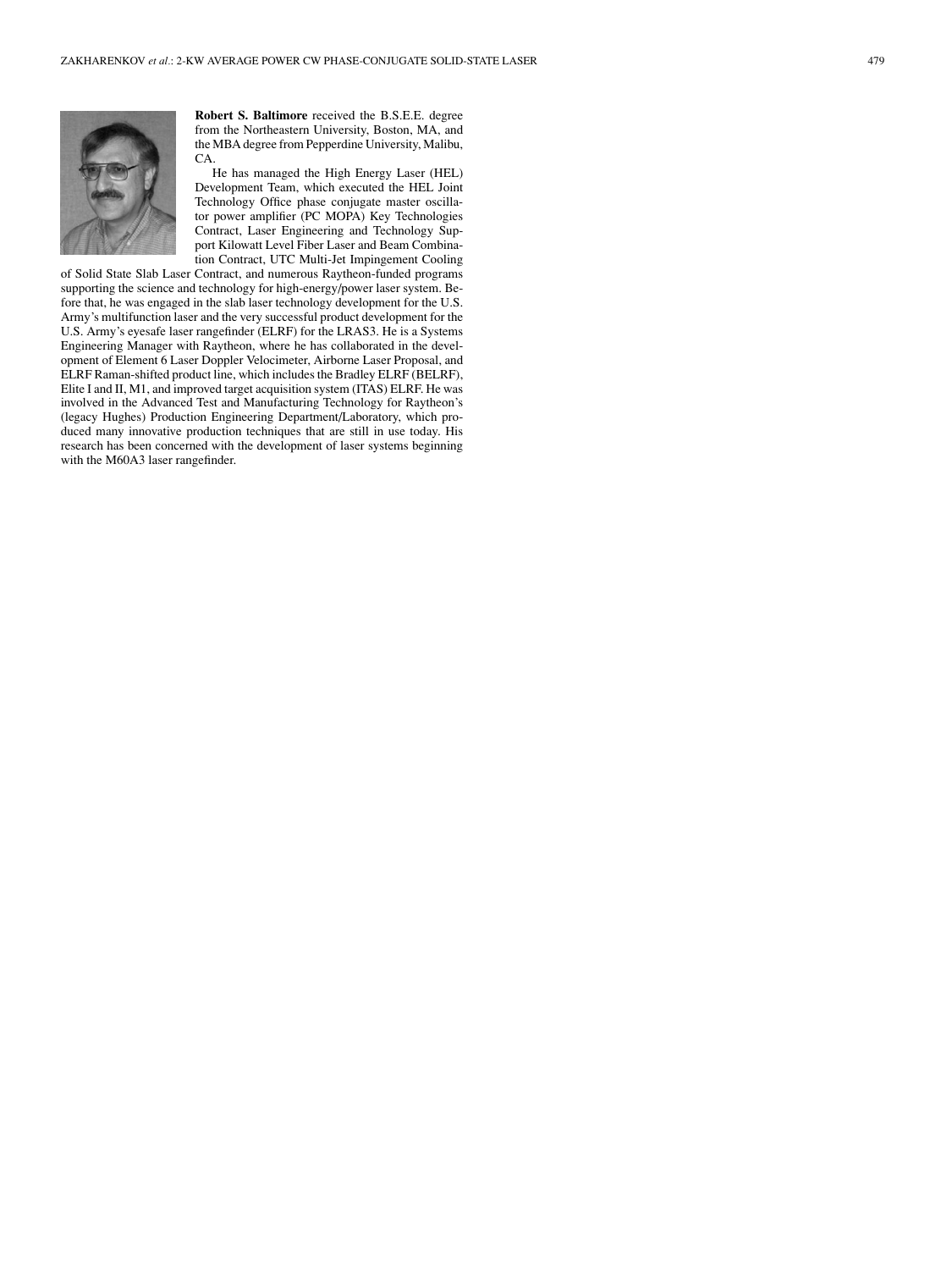**Robert S. Baltimore** received the B.S.E.E. degree from the Northeastern University, Boston, MA, and the MBA degree from Pepperdine University, Malibu, CA.

He has managed the High Energy Laser (HEL) Development Team, which executed the HEL Joint Technology Office phase conjugate master oscillator power amplifier (PC MOPA) Key Technologies Contract, Laser Engineering and Technology Support Kilowatt Level Fiber Laser and Beam Combination Contract, UTC Multi-Jet Impingement Cooling of Solid State Slab Laser Contract, and numerous Raytheon-funded programs supporting the science and technology for high-energy/power laser system. Before that, he was engaged in the slab laser technology development for the U.S. Army's multifunction laser and the very successful product development for the U.S. Army's eyesafe laser rangefinder (ELRF) for the LRAS3. He is a Systems Engineering Manager with Raytheon, where he has collaborated in the development of Element 6 Laser Doppler Velocimeter, Airborne Laser Proposal, and ELRF Raman-shifted product line, which includes the Bradley ELRF (BELRF), Elite I and II, M1, and improved target acquisition system (ITAS) ELRF. He was involved in the Advanced Test and Manufacturing Technology for Raytheon's (legacy Hughes) Production Engineering Department/Laboratory, which produced many innovative production techniques that are still in use today. His research has been concerned with the development of laser systems beginning with the M60A3 laser rangefinder.